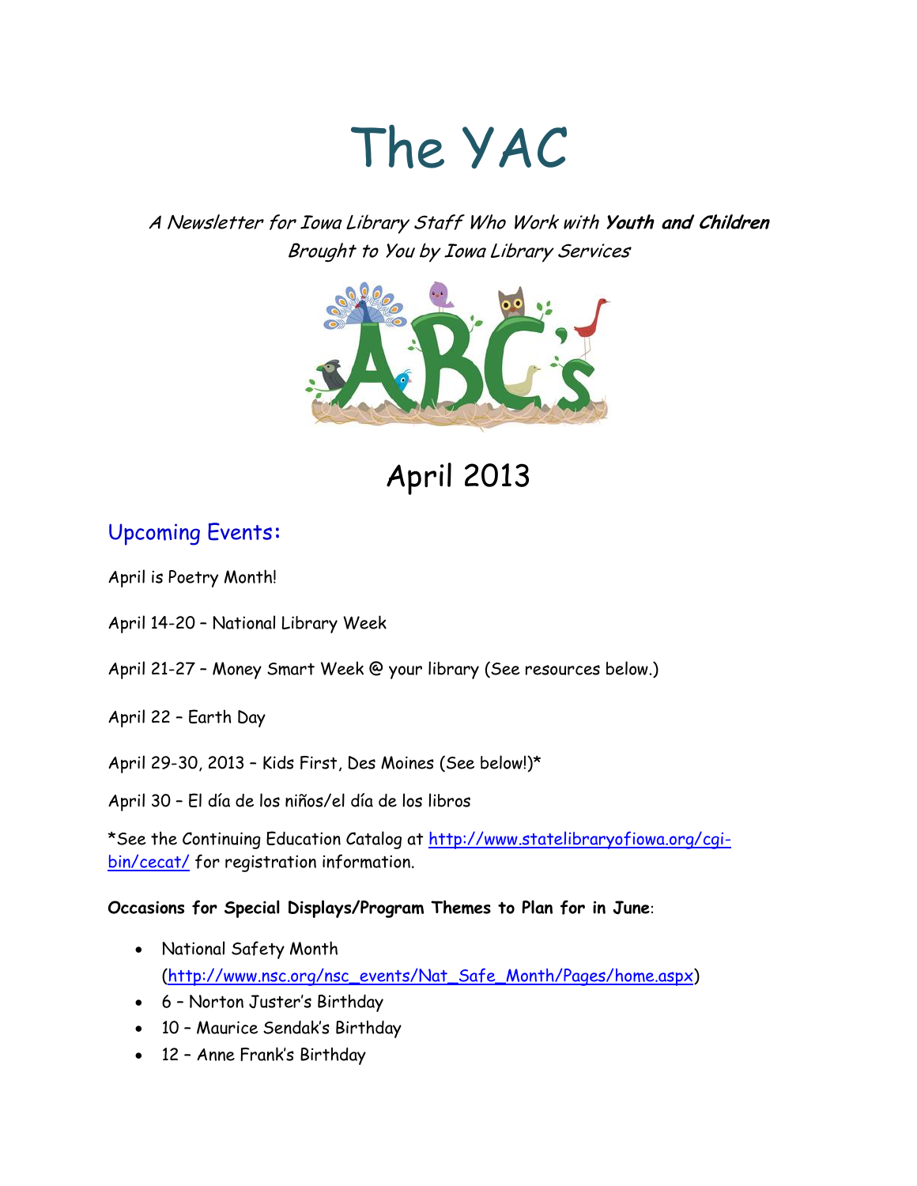# The YAC

*A Newsletter for Iowa Library Staff Who Work with **Youth and Children***
*Brought to You by Iowa Library Services*

ABC's

## April 2013

### Upcoming Events:

April is Poetry Month!

April 14-20 – National Library Week

April 21-27 – Money Smart Week @ your library (See resources below.)

April 22 – Earth Day

April 29-30, 2013 – Kids First, Des Moines (See below!)*

April 30 – El día de los niños/el día de los libros

*See the Continuing Education Catalog at [http://www.statelibraryofiowa.org/cgi-bin/cecat/](http://www.statelibraryofiowa.org/cgi-bin/cecat/) for registration information.

**Occasions for Special Displays/Program Themes to Plan for in June**:

- National Safety Month ([http://www.nsc.org/nsc_events/Nat_Safe_Month/Pages/home.aspx](http://www.nsc.org/nsc_events/Nat_Safe_Month/Pages/home.aspx))
- 6 – Norton Juster's Birthday
- 10 – Maurice Sendak's Birthday
- 12 – Anne Frank's Birthday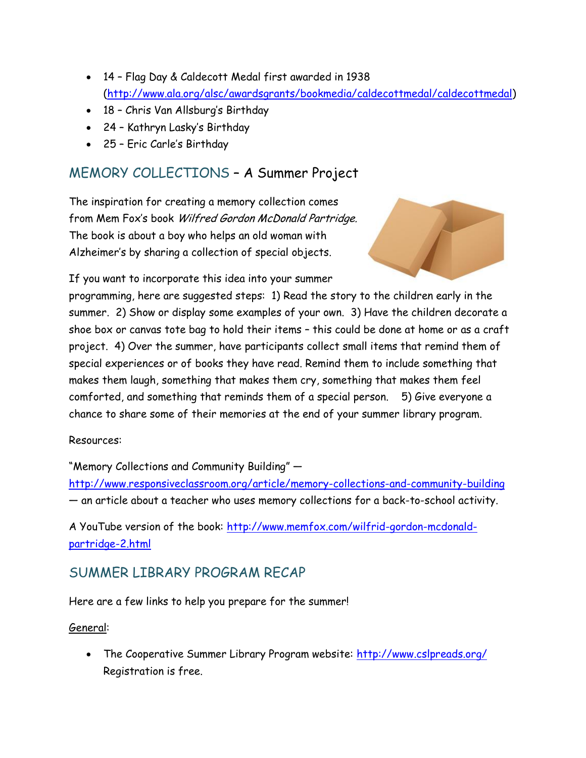- 14 – Flag Day & Caldecott Medal first awarded in 1938 (http://www.ala.org/alsc/awardsgrants/bookmedia/caldecottmedal/caldecottmedal)
- 18 – Chris Van Allsburg's Birthday
- 24 – Kathryn Lasky's Birthday
- 25 – Eric Carle's Birthday

## MEMORY COLLECTIONS – A Summer Project

The inspiration for creating a memory collection comes from Mem Fox's book *Wilfred Gordon McDonald Partridge.* The book is about a boy who helps an old woman with Alzheimer's by sharing a collection of special objects.

If you want to incorporate this idea into your summer programming, here are suggested steps: 1) Read the story to the children early in the summer. 2) Show or display some examples of your own. 3) Have the children decorate a shoe box or canvas tote bag to hold their items – this could be done at home or as a craft project. 4) Over the summer, have participants collect small items that remind them of special experiences or of books they have read. Remind them to include something that makes them laugh, something that makes them cry, something that makes them feel comforted, and something that reminds them of a special person. 5) Give everyone a chance to share some of their memories at the end of your summer library program.

Resources:

"Memory Collections and Community Building" — http://www.responsiveclassroom.org/article/memory-collections-and-community-building — an article about a teacher who uses memory collections for a back-to-school activity.

A YouTube version of the book: http://www.memfox.com/wilfrid-gordon-mcdonald-partridge-2.html

## SUMMER LIBRARY PROGRAM RECAP

Here are a few links to help you prepare for the summer!

General:

- The Cooperative Summer Library Program website: http://www.cslpreads.org/ Registration is free.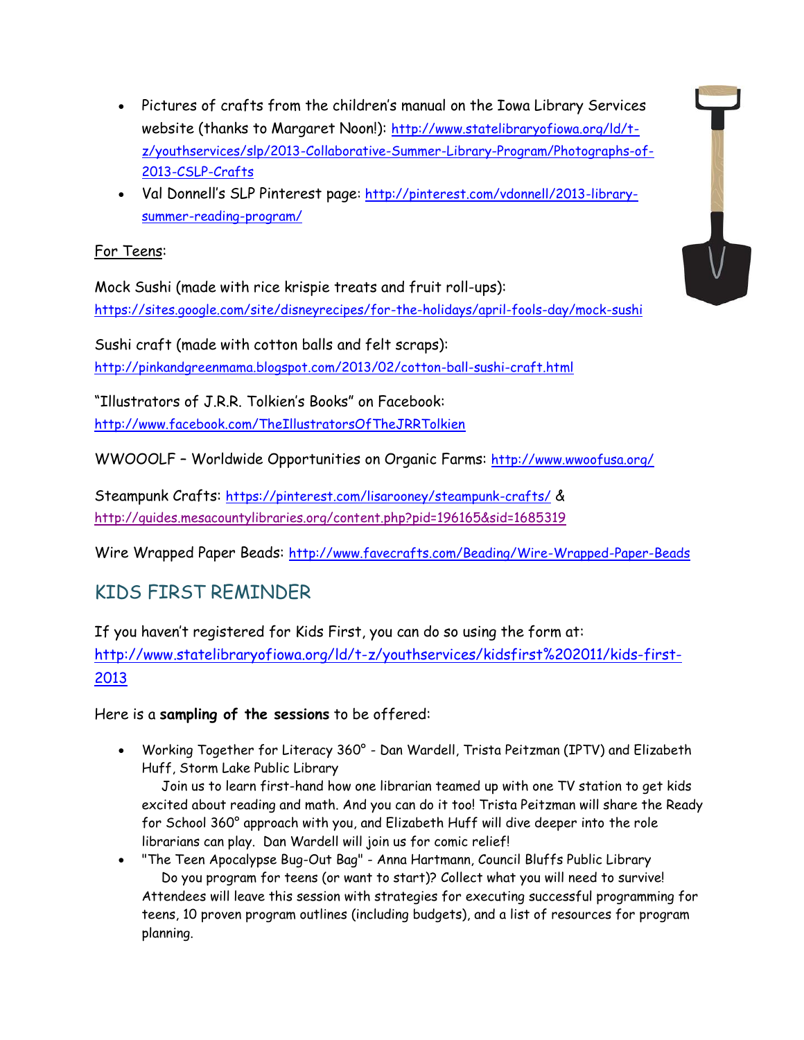- Pictures of crafts from the children's manual on the Iowa Library Services website (thanks to Margaret Noon!): http://www.statelibraryofiowa.org/ld/t-z/youthservices/slp/2013-Collaborative-Summer-Library-Program/Photographs-of-2013-CSLP-Crafts
- Val Donnell's SLP Pinterest page: http://pinterest.com/vdonnell/2013-library-summer-reading-program/

For Teens:

Mock Sushi (made with rice krispie treats and fruit roll-ups): https://sites.google.com/site/disneyrecipes/for-the-holidays/april-fools-day/mock-sushi

Sushi craft (made with cotton balls and felt scraps): http://pinkandgreenmama.blogspot.com/2013/02/cotton-ball-sushi-craft.html

"Illustrators of J.R.R. Tolkien's Books" on Facebook: http://www.facebook.com/TheIllustratorsOfTheJRRTolkien

WWOOOLF – Worldwide Opportunities on Organic Farms: http://www.wwoofusa.org/

Steampunk Crafts: https://pinterest.com/lisarooney/steampunk-crafts/ & http://guides.mesacountylibraries.org/content.php?pid=196165&sid=1685319

Wire Wrapped Paper Beads: http://www.favecrafts.com/Beading/Wire-Wrapped-Paper-Beads

## KIDS FIRST REMINDER

If you haven't registered for Kids First, you can do so using the form at: http://www.statelibraryofiowa.org/ld/t-z/youthservices/kidsfirst%202011/kids-first-2013

Here is a **sampling of the sessions** to be offered:

- Working Together for Literacy 360° - Dan Wardell, Trista Peitzman (IPTV) and Elizabeth Huff, Storm Lake Public Library
  Join us to learn first-hand how one librarian teamed up with one TV station to get kids excited about reading and math. And you can do it too! Trista Peitzman will share the Ready for School 360° approach with you, and Elizabeth Huff will dive deeper into the role librarians can play. Dan Wardell will join us for comic relief!
- "The Teen Apocalypse Bug-Out Bag" - Anna Hartmann, Council Bluffs Public Library
  Do you program for teens (or want to start)? Collect what you will need to survive! Attendees will leave this session with strategies for executing successful programming for teens, 10 proven program outlines (including budgets), and a list of resources for program planning.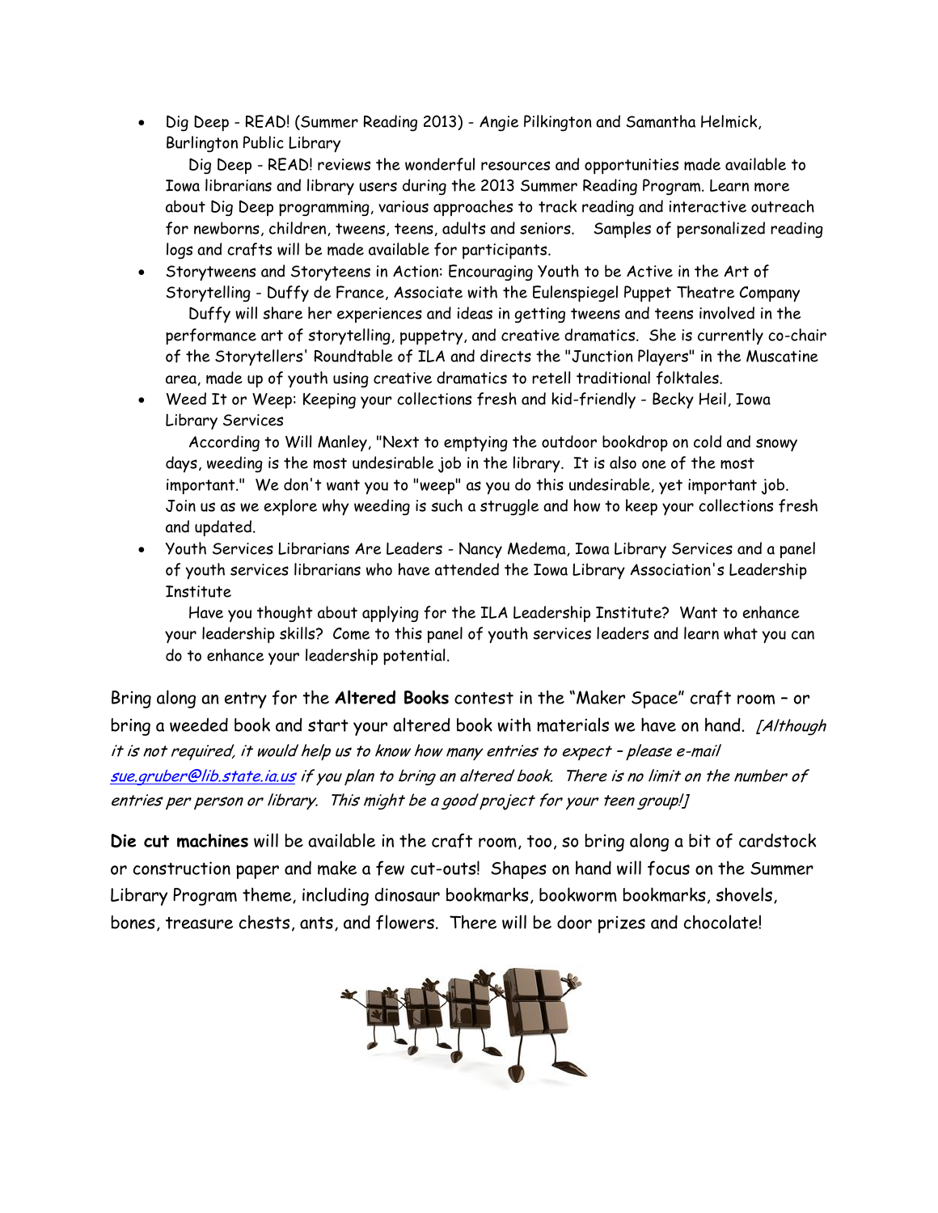- Dig Deep - READ! (Summer Reading 2013) - Angie Pilkington and Samantha Helmick, Burlington Public Library

  Dig Deep - READ! reviews the wonderful resources and opportunities made available to Iowa librarians and library users during the 2013 Summer Reading Program. Learn more about Dig Deep programming, various approaches to track reading and interactive outreach for newborns, children, tweens, teens, adults and seniors. Samples of personalized reading logs and crafts will be made available for participants.
- Storytweens and Storyteens in Action: Encouraging Youth to be Active in the Art of Storytelling - Duffy de France, Associate with the Eulenspiegel Puppet Theatre Company

  Duffy will share her experiences and ideas in getting tweens and teens involved in the performance art of storytelling, puppetry, and creative dramatics. She is currently co-chair of the Storytellers' Roundtable of ILA and directs the "Junction Players" in the Muscatine area, made up of youth using creative dramatics to retell traditional folktales.
- Weed It or Weep: Keeping your collections fresh and kid-friendly - Becky Heil, Iowa Library Services

  According to Will Manley, "Next to emptying the outdoor bookdrop on cold and snowy days, weeding is the most undesirable job in the library. It is also one of the most important." We don't want you to "weep" as you do this undesirable, yet important job. Join us as we explore why weeding is such a struggle and how to keep your collections fresh and updated.
- Youth Services Librarians Are Leaders - Nancy Medema, Iowa Library Services and a panel of youth services librarians who have attended the Iowa Library Association's Leadership Institute

  Have you thought about applying for the ILA Leadership Institute? Want to enhance your leadership skills? Come to this panel of youth services leaders and learn what you can do to enhance your leadership potential.

Bring along an entry for the **Altered Books** contest in the "Maker Space" craft room – or bring a weeded book and start your altered book with materials we have on hand. *[Although it is not required, it would help us to know how many entries to expect – please e-mail sue.gruber@lib.state.ia.us if you plan to bring an altered book. There is no limit on the number of entries per person or library. This might be a good project for your teen group!]*

**Die cut machines** will be available in the craft room, too, so bring along a bit of cardstock or construction paper and make a few cut-outs! Shapes on hand will focus on the Summer Library Program theme, including dinosaur bookmarks, bookworm bookmarks, shovels, bones, treasure chests, ants, and flowers. There will be door prizes and chocolate!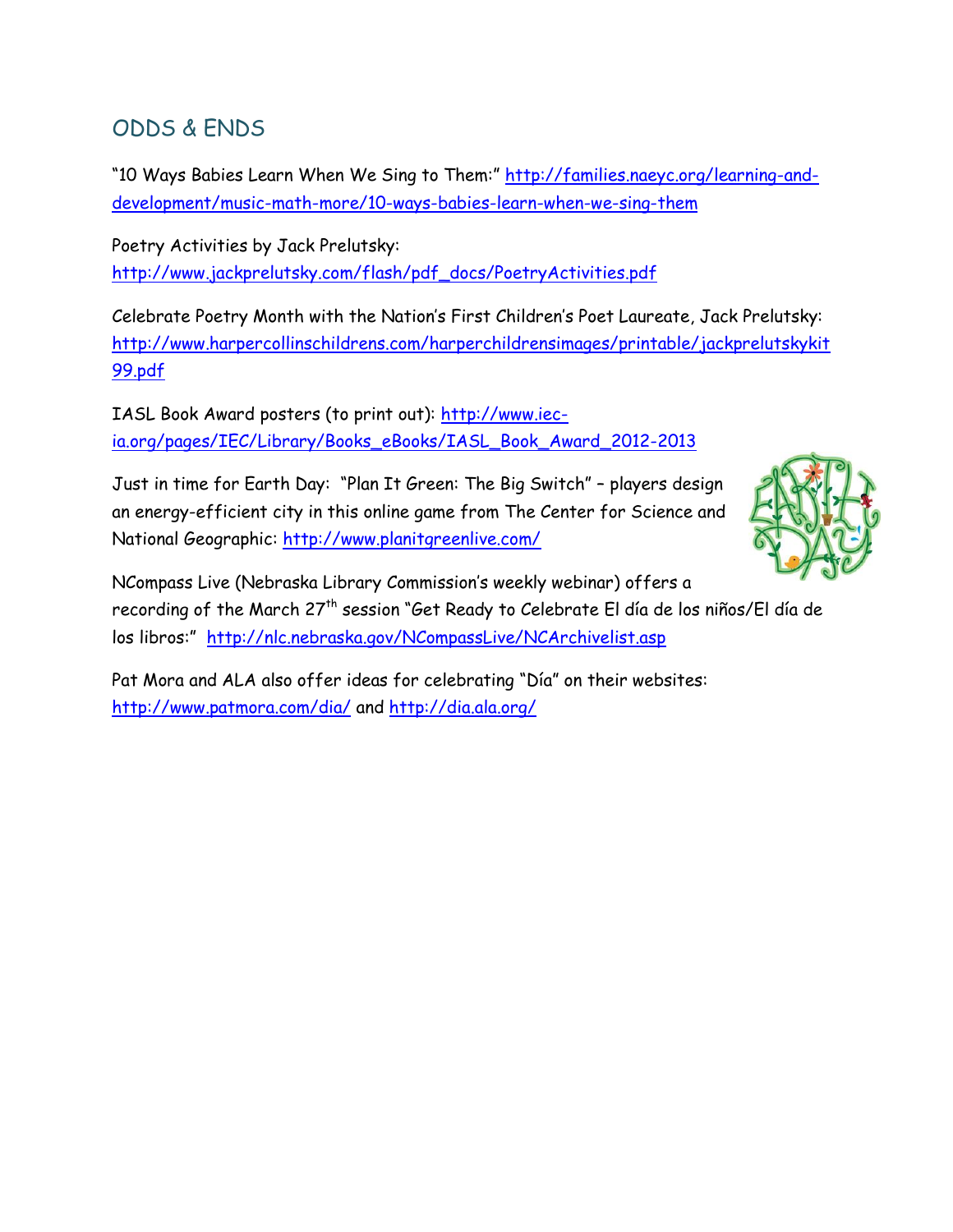## ODDS & ENDS

"10 Ways Babies Learn When We Sing to Them:" http://families.naeyc.org/learning-and-development/music-math-more/10-ways-babies-learn-when-we-sing-them

Poetry Activities by Jack Prelutsky: http://www.jackprelutsky.com/flash/pdf_docs/PoetryActivities.pdf

Celebrate Poetry Month with the Nation's First Children's Poet Laureate, Jack Prelutsky: http://www.harpercollinschildrens.com/harperchildrensimages/printable/jackprelutskykit99.pdf

IASL Book Award posters (to print out): http://www.iec-ia.org/pages/IEC/Library/Books_eBooks/IASL_Book_Award_2012-2013

Just in time for Earth Day: "Plan It Green: The Big Switch" – players design an energy-efficient city in this online game from The Center for Science and National Geographic: http://www.planitgreenlive.com/

NCompass Live (Nebraska Library Commission's weekly webinar) offers a recording of the March 27th session "Get Ready to Celebrate El día de los niños/El día de los libros:" http://nlc.nebraska.gov/NCompassLive/NCArchivelist.asp

Pat Mora and ALA also offer ideas for celebrating "Día" on their websites: http://www.patmora.com/dia/ and http://dia.ala.org/